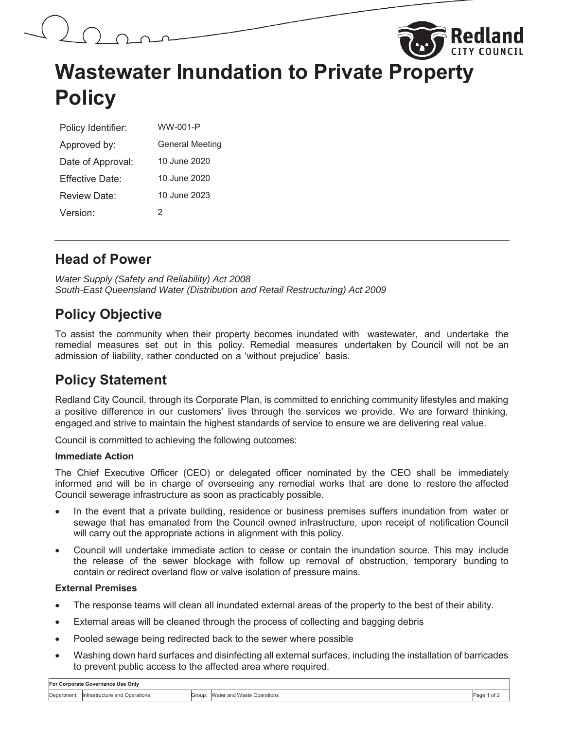# Wastewater Inundation to Private Property Policy

| | |
|---|---|
| Policy Identifier: | WW-001-P |
| Approved by: | General Meeting |
| Date of Approval: | 10 June 2020 |
| Effective Date: | 10 June 2020 |
| Review Date: | 10 June 2023 |
| Version: | 2 |

## Head of Power

*Water Supply (Safety and Reliability) Act 2008*
*South-East Queensland Water (Distribution and Retail Restructuring) Act 2009*

## Policy Objective

To assist the community when their property becomes inundated with wastewater, and undertake the remedial measures set out in this policy. Remedial measures undertaken by Council will not be an admission of liability, rather conducted on a 'without prejudice' basis.

## Policy Statement

Redland City Council, through its Corporate Plan, is committed to enriching community lifestyles and making a positive difference in our customers' lives through the services we provide. We are forward thinking, engaged and strive to maintain the highest standards of service to ensure we are delivering real value.

Council is committed to achieving the following outcomes:

**Immediate Action**

The Chief Executive Officer (CEO) or delegated officer nominated by the CEO shall be immediately informed and will be in charge of overseeing any remedial works that are done to restore the affected Council sewerage infrastructure as soon as practicably possible.

- In the event that a private building, residence or business premises suffers inundation from water or sewage that has emanated from the Council owned infrastructure, upon receipt of notification Council will carry out the appropriate actions in alignment with this policy.
- Council will undertake immediate action to cease or contain the inundation source. This may include the release of the sewer blockage with follow up removal of obstruction, temporary bunding to contain or redirect overland flow or valve isolation of pressure mains.

**External Premises**

- The response teams will clean all inundated external areas of the property to the best of their ability.
- External areas will be cleaned through the process of collecting and bagging debris
- Pooled sewage being redirected back to the sewer where possible
- Washing down hard surfaces and disinfecting all external surfaces, including the installation of barricades to prevent public access to the affected area where required.

| For Corporate Governance Use Only | | | |
|---|---|---|---|
| Department: Infrastructure and Operations | Group: Water and Waste Operations | | |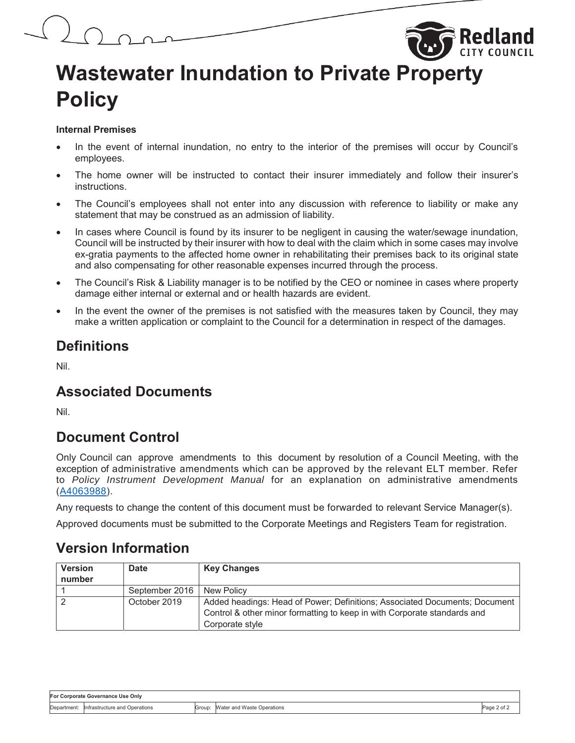# Wastewater Inundation to Private Property Policy

**Internal Premises**

- In the event of internal inundation, no entry to the interior of the premises will occur by Council's employees.
- The home owner will be instructed to contact their insurer immediately and follow their insurer's instructions.
- The Council's employees shall not enter into any discussion with reference to liability or make any statement that may be construed as an admission of liability.
- In cases where Council is found by its insurer to be negligent in causing the water/sewage inundation, Council will be instructed by their insurer with how to deal with the claim which in some cases may involve ex-gratia payments to the affected home owner in rehabilitating their premises back to its original state and also compensating for other reasonable expenses incurred through the process.
- The Council's Risk & Liability manager is to be notified by the CEO or nominee in cases where property damage either internal or external and or health hazards are evident.
- In the event the owner of the premises is not satisfied with the measures taken by Council, they may make a written application or complaint to the Council for a determination in respect of the damages.

## Definitions

Nil.

## Associated Documents

Nil.

## Document Control

Only Council can approve amendments to this document by resolution of a Council Meeting, with the exception of administrative amendments which can be approved by the relevant ELT member. Refer to *Policy Instrument Development Manual* for an explanation on administrative amendments (A4063988).

Any requests to change the content of this document must be forwarded to relevant Service Manager(s).

Approved documents must be submitted to the Corporate Meetings and Registers Team for registration.

## Version Information

| Version number | Date | Key Changes |
|---|---|---|
| 1 | September 2016 | New Policy |
| 2 | October 2019 | Added headings: Head of Power; Definitions; Associated Documents; Document Control & other minor formatting to keep in with Corporate standards and Corporate style |

| For Corporate Governance Use Only | | | |
|---|---|---|---|
| Department: | Infrastructure and Operations | Group: | Water and Waste Operations |